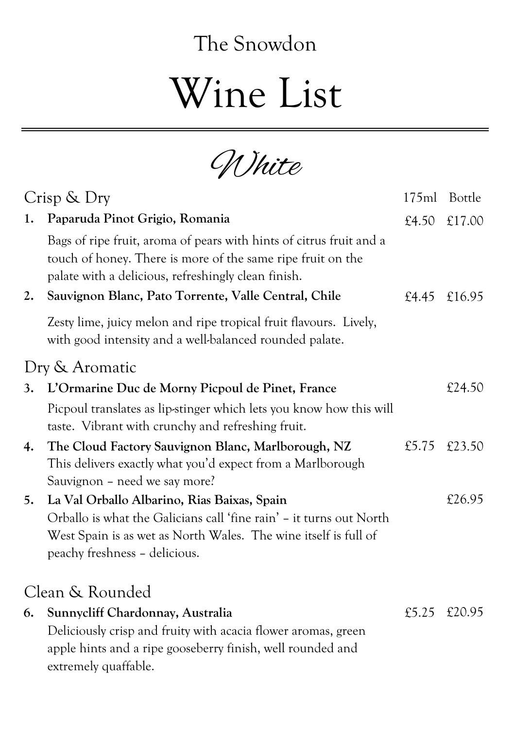The Snowdon

# Wine List

## *White*

### Crisp & Dry

175ml | Bottle

1. **Paparuda Pinot Grigio, Romania** — £4.50 £17.00

   Bags of ripe fruit, aroma of pears with hints of citrus fruit and a touch of honey. There is more of the same ripe fruit on the palate with a delicious, refreshingly clean finish.

2. **Sauvignon Blanc, Pato Torrente, Valle Central, Chile** — £4.45 £16.95

   Zesty lime, juicy melon and ripe tropical fruit flavours. Lively, with good intensity and a well-balanced rounded palate.

### Dry & Aromatic

3. **L'Ormarine Duc de Morny Picpoul de Pinet, France** — £24.50

   Picpoul translates as lip-stinger which lets you know how this will taste. Vibrant with crunchy and refreshing fruit.

4. **The Cloud Factory Sauvignon Blanc, Marlborough, NZ** — £5.75 £23.50

   This delivers exactly what you'd expect from a Marlborough Sauvignon – need we say more?

5. **La Val Orballo Albarino, Rias Baixas, Spain** — £26.95

   Orballo is what the Galicians call 'fine rain' – it turns out North West Spain is as wet as North Wales. The wine itself is full of peachy freshness – delicious.

### Clean & Rounded

6. **Sunnycliff Chardonnay, Australia** — £5.25 £20.95

   Deliciously crisp and fruity with acacia flower aromas, green apple hints and a ripe gooseberry finish, well rounded and extremely quaffable.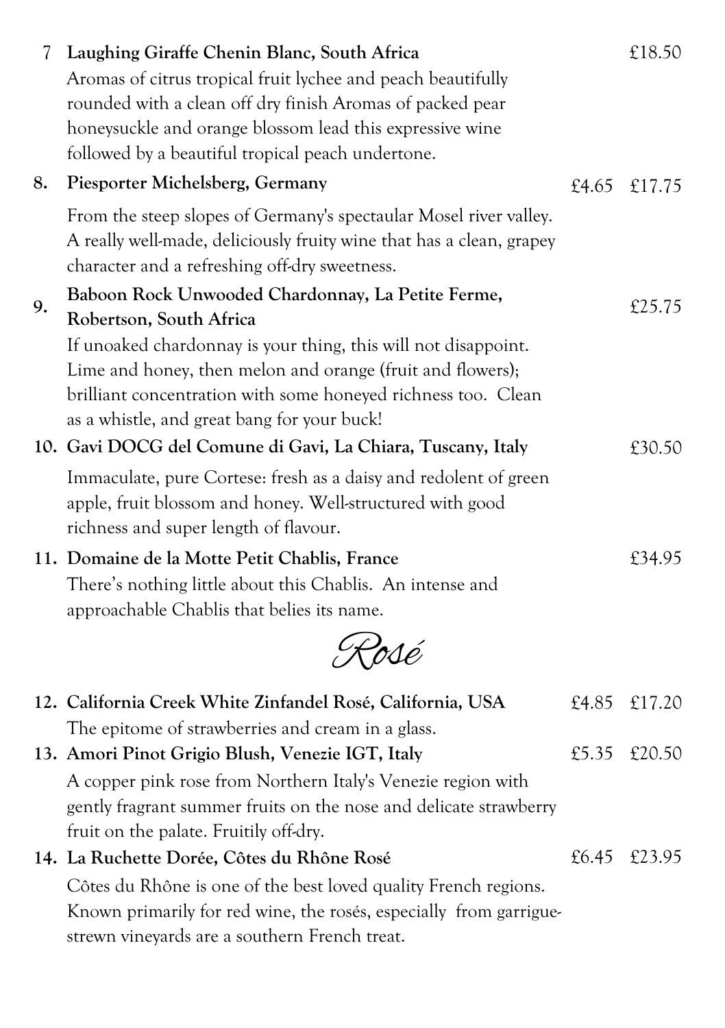7 **Laughing Giraffe Chenin Blanc, South Africa** £18.50

Aromas of citrus tropical fruit lychee and peach beautifully rounded with a clean off dry finish Aromas of packed pear honeysuckle and orange blossom lead this expressive wine followed by a beautiful tropical peach undertone.

8. **Piesporter Michelsberg, Germany** £4.65 £17.75

From the steep slopes of Germany's spectaular Mosel river valley. A really well-made, deliciously fruity wine that has a clean, grapey character and a refreshing off-dry sweetness.

9. **Baboon Rock Unwooded Chardonnay, La Petite Ferme, Robertson, South Africa** £25.75

If unoaked chardonnay is your thing, this will not disappoint. Lime and honey, then melon and orange (fruit and flowers); brilliant concentration with some honeyed richness too. Clean as a whistle, and great bang for your buck!

10. **Gavi DOCG del Comune di Gavi, La Chiara, Tuscany, Italy** £30.50

Immaculate, pure Cortese: fresh as a daisy and redolent of green apple, fruit blossom and honey. Well-structured with good richness and super length of flavour.

11. **Domaine de la Motte Petit Chablis, France** £34.95

There's nothing little about this Chablis. An intense and approachable Chablis that belies its name.

## *Rosé*

12. **California Creek White Zinfandel Rosé, California, USA** £4.85 £17.20

The epitome of strawberries and cream in a glass.

13. **Amori Pinot Grigio Blush, Venezie IGT, Italy** £5.35 £20.50

A copper pink rose from Northern Italy's Venezie region with gently fragrant summer fruits on the nose and delicate strawberry fruit on the palate. Fruitily off-dry.

14. **La Ruchette Dorée, Côtes du Rhône Rosé** £6.45 £23.95

Côtes du Rhône is one of the best loved quality French regions. Known primarily for red wine, the rosés, especially from garrigue-strewn vineyards are a southern French treat.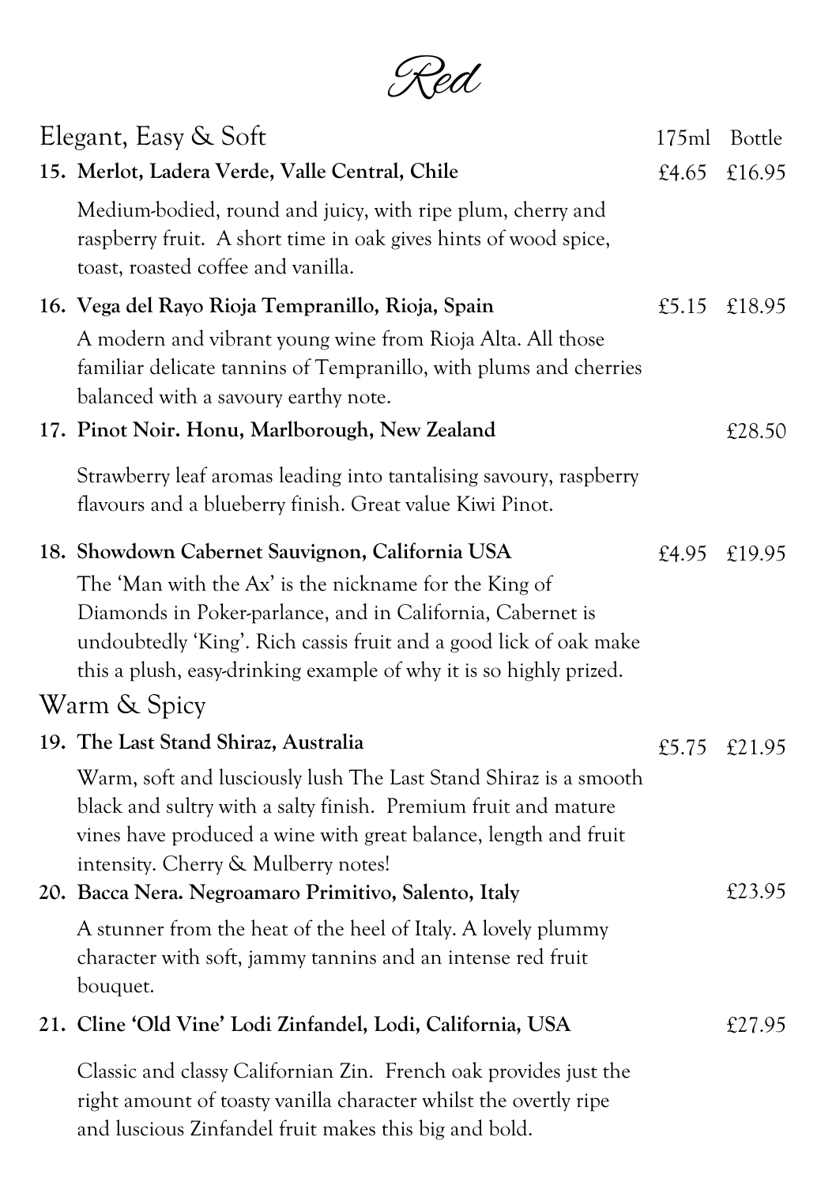# Red

## Elegant, Easy & Soft

| | 175ml | Bottle |
|---|---|---|
| **15. Merlot, Ladera Verde, Valle Central, Chile** | £4.65 | £16.95 |

Medium-bodied, round and juicy, with ripe plum, cherry and raspberry fruit. A short time in oak gives hints of wood spice, toast, roasted coffee and vanilla.

| | 175ml | Bottle |
|---|---|---|
| **16. Vega del Rayo Rioja Tempranillo, Rioja, Spain** | £5.15 | £18.95 |

A modern and vibrant young wine from Rioja Alta. All those familiar delicate tannins of Tempranillo, with plums and cherries balanced with a savoury earthy note.

| | 175ml | Bottle |
|---|---|---|
| **17. Pinot Noir. Honu, Marlborough, New Zealand** | | £28.50 |

Strawberry leaf aromas leading into tantalising savoury, raspberry flavours and a blueberry finish. Great value Kiwi Pinot.

| | 175ml | Bottle |
|---|---|---|
| **18. Showdown Cabernet Sauvignon, California USA** | £4.95 | £19.95 |

The 'Man with the Ax' is the nickname for the King of Diamonds in Poker-parlance, and in California, Cabernet is undoubtedly 'King'. Rich cassis fruit and a good lick of oak make this a plush, easy-drinking example of why it is so highly prized.

## Warm & Spicy

| | 175ml | Bottle |
|---|---|---|
| **19. The Last Stand Shiraz, Australia** | £5.75 | £21.95 |

Warm, soft and lusciously lush The Last Stand Shiraz is a smooth black and sultry with a salty finish. Premium fruit and mature vines have produced a wine with great balance, length and fruit intensity. Cherry & Mulberry notes!

| | 175ml | Bottle |
|---|---|---|
| **20. Bacca Nera. Negroamaro Primitivo, Salento, Italy** | | £23.95 |

A stunner from the heat of the heel of Italy. A lovely plummy character with soft, jammy tannins and an intense red fruit bouquet.

| | 175ml | Bottle |
|---|---|---|
| **21. Cline 'Old Vine' Lodi Zinfandel, Lodi, California, USA** | | £27.95 |

Classic and classy Californian Zin. French oak provides just the right amount of toasty vanilla character whilst the overtly ripe and luscious Zinfandel fruit makes this big and bold.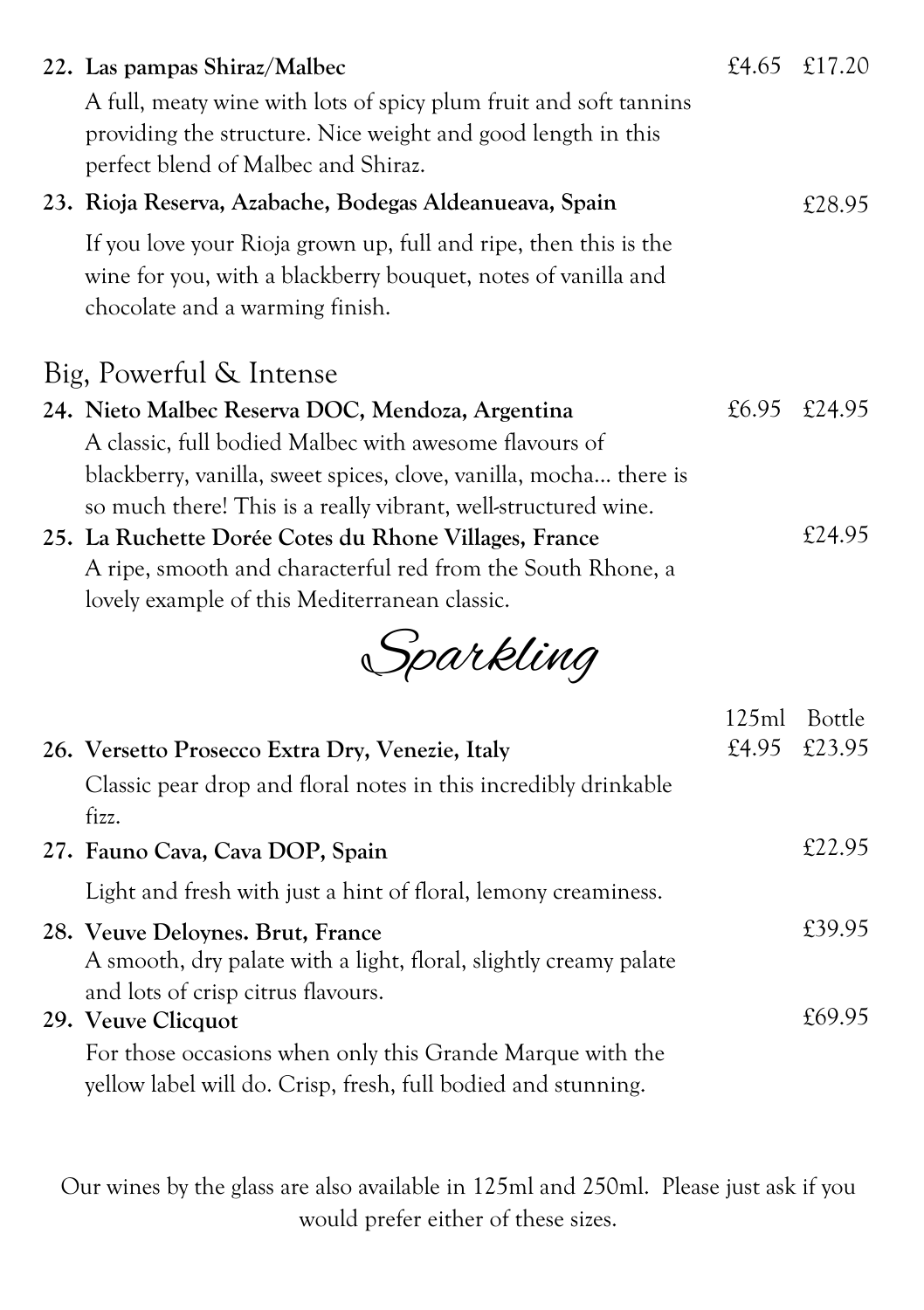**22. Las pampas Shiraz/Malbec** £4.65 £17.20

A full, meaty wine with lots of spicy plum fruit and soft tannins providing the structure. Nice weight and good length in this perfect blend of Malbec and Shiraz.

**23. Rioja Reserva, Azabache, Bodegas Aldeanueava, Spain** £28.95

If you love your Rioja grown up, full and ripe, then this is the wine for you, with a blackberry bouquet, notes of vanilla and chocolate and a warming finish.

## Big, Powerful & Intense

**24. Nieto Malbec Reserva DOC, Mendoza, Argentina** £6.95 £24.95

A classic, full bodied Malbec with awesome flavours of blackberry, vanilla, sweet spices, clove, vanilla, mocha… there is so much there! This is a really vibrant, well-structured wine.

**25. La Ruchette Dorée Cotes du Rhone Villages, France** £24.95

A ripe, smooth and characterful red from the South Rhone, a lovely example of this Mediterranean classic.

# Sparkling

125ml Bottle

**26. Versetto Prosecco Extra Dry, Venezie, Italy** £4.95 £23.95

Classic pear drop and floral notes in this incredibly drinkable fizz.

**27. Fauno Cava, Cava DOP, Spain** £22.95

Light and fresh with just a hint of floral, lemony creaminess.

**28. Veuve Deloynes. Brut, France** £39.95

A smooth, dry palate with a light, floral, slightly creamy palate and lots of crisp citrus flavours.

**29. Veuve Clicquot** £69.95

For those occasions when only this Grande Marque with the yellow label will do. Crisp, fresh, full bodied and stunning.

Our wines by the glass are also available in 125ml and 250ml. Please just ask if you would prefer either of these sizes.